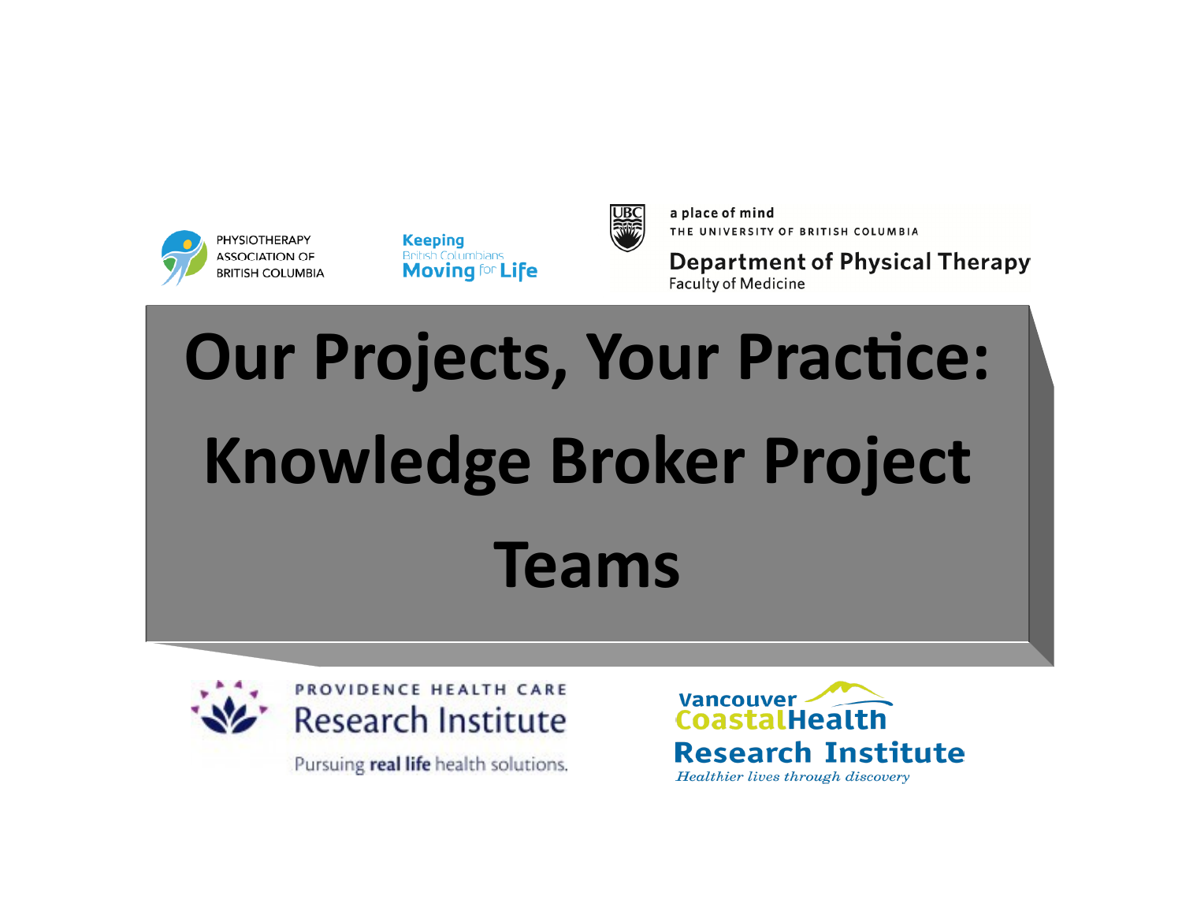PHYSIOTHERAPY ASSOCIATION OF BRITISH COLUMBIA

Keeping British Columbians Moving for Life

a place of mind
THE UNIVERSITY OF BRITISH COLUMBIA

Department of Physical Therapy
Faculty of Medicine

# Our Projects, Your Practice: Knowledge Broker Project Teams

PROVIDENCE HEALTH CARE
Research Institute
Pursuing **real life** health solutions.

Vancouver CoastalHealth
Research Institute
*Healthier lives through discovery*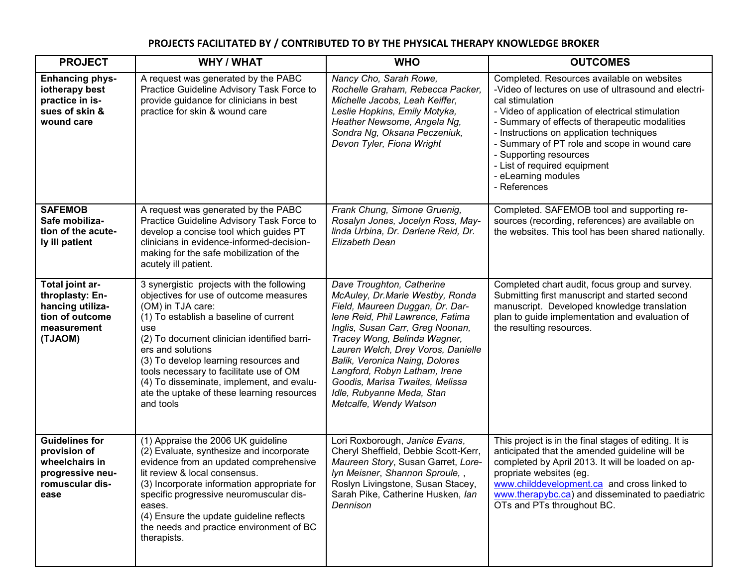**PROJECTS FACILITATED BY / CONTRIBUTED TO BY THE PHYSICAL THERAPY KNOWLEDGE BROKER**

| PROJECT | WHY / WHAT | WHO | OUTCOMES |
|---|---|---|---|
| **Enhancing physiotherapy best practice in issues of skin & wound care** | A request was generated by the PABC Practice Guideline Advisory Task Force to provide guidance for clinicians in best practice for skin & wound care | *Nancy Cho, Sarah Rowe, Rochelle Graham, Rebecca Packer, Michelle Jacobs, Leah Keiffer, Leslie Hopkins, Emily Motyka, Heather Newsome, Angela Ng, Sondra Ng, Oksana Peczeniuk, Devon Tyler, Fiona Wright* | Completed. Resources available on websites<br>-Video of lectures on use of ultrasound and electrical stimulation<br>- Video of application of electrical stimulation<br>- Summary of effects of therapeutic modalities<br>- Instructions on application techniques<br>- Summary of PT role and scope in wound care<br>- Supporting resources<br>- List of required equipment<br>- eLearning modules<br>- References |
| **SAFEMOB Safe mobilization of the acutely ill patient** | A request was generated by the PABC Practice Guideline Advisory Task Force to develop a concise tool which guides PT clinicians in evidence-informed-decision-making for the safe mobilization of the acutely ill patient. | *Frank Chung, Simone Gruenig, Rosalyn Jones, Jocelyn Ross, Maylinda Urbina, Dr. Darlene Reid, Dr. Elizabeth Dean* | Completed. SAFEMOB tool and supporting resources (recording, references) are available on the websites. This tool has been shared nationally. |
| **Total joint arthroplasty: Enhancing utilization of outcome measurement (TJAOM)** | 3 synergistic projects with the following objectives for use of outcome measures (OM) in TJA care:<br>(1) To establish a baseline of current use<br>(2) To document clinician identified barriers and solutions<br>(3) To develop learning resources and tools necessary to facilitate use of OM<br>(4) To disseminate, implement, and evaluate the uptake of these learning resources and tools | *Dave Troughton, Catherine McAuley, Dr.Marie Westby, Ronda Field, Maureen Duggan, Dr. Darlene Reid, Phil Lawrence, Fatima Inglis, Susan Carr, Greg Noonan, Tracey Wong, Belinda Wagner, Lauren Welch, Drey Voros, Danielle Balik, Veronica Naing, Dolores Langford, Robyn Latham, Irene Goodis, Marisa Twaites, Melissa Idle, Rubyanne Meda, Stan Metcalfe, Wendy Watson* | Completed chart audit, focus group and survey. Submitting first manuscript and started second manuscript. Developed knowledge translation plan to guide implementation and evaluation of the resulting resources. |
| **Guidelines for provision of wheelchairs in progressive neuromuscular disease** | (1) Appraise the 2006 UK guideline<br>(2) Evaluate, synthesize and incorporate evidence from an updated comprehensive lit review & local consensus.<br>(3) Incorporate information appropriate for specific progressive neuromuscular diseases.<br>(4) Ensure the update guideline reflects the needs and practice environment of BC therapists. | Lori Roxborough, *Janice Evans*, Cheryl Sheffield, Debbie Scott-Kerr, *Maureen Story*, Susan Garret, *Lorelyn Meisner*, *Shannon Sproule,* , Roslyn Livingstone, Susan Stacey, Sarah Pike, Catherine Husken, *Ian Dennison* | This project is in the final stages of editing. It is anticipated that the amended guideline will be completed by April 2013. It will be loaded on appropriate websites (eg. www.childdevelopment.ca and cross linked to www.therapybc.ca) and disseminated to paediatric OTs and PTs throughout BC. |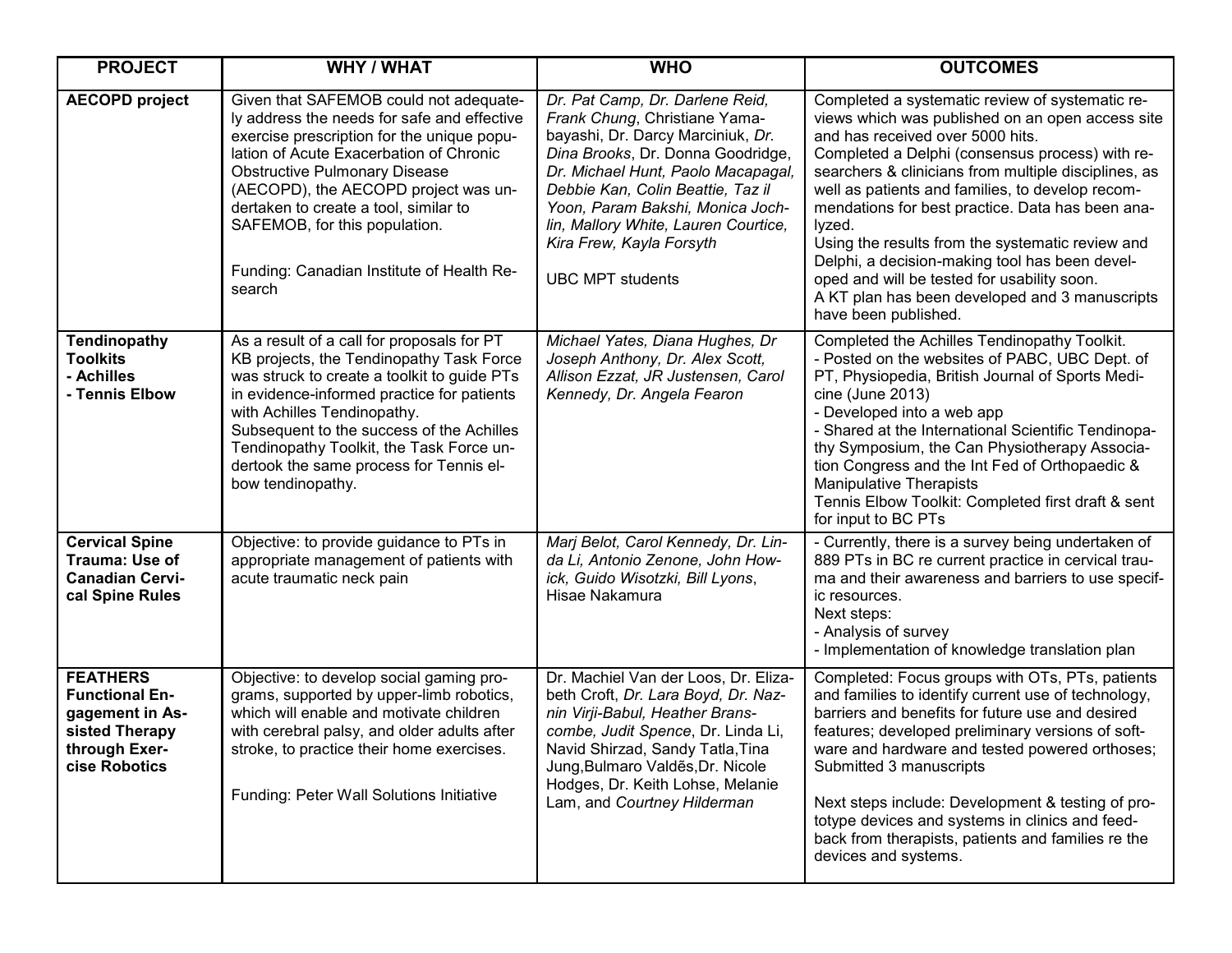| PROJECT | WHY / WHAT | WHO | OUTCOMES |
|---|---|---|---|
| **AECOPD project** | Given that SAFEMOB could not adequately address the needs for safe and effective exercise prescription for the unique population of Acute Exacerbation of Chronic Obstructive Pulmonary Disease (AECOPD), the AECOPD project was undertaken to create a tool, similar to SAFEMOB, for this population.<br><br>Funding: Canadian Institute of Health Research | *Dr. Pat Camp, Dr. Darlene Reid, Frank Chung*, Christiane Yamabayashi, Dr. Darcy Marciniuk, *Dr. Dina Brooks*, Dr. Donna Goodridge, *Dr. Michael Hunt, Paolo Macapagal, Debbie Kan, Colin Beattie, Taz il Yoon, Param Bakshi, Monica Jochlin, Mallory White, Lauren Courtice, Kira Frew, Kayla Forsyth*<br><br>UBC MPT students | Completed a systematic review of systematic reviews which was published on an open access site and has received over 5000 hits.<br>Completed a Delphi (consensus process) with researchers & clinicians from multiple disciplines, as well as patients and families, to develop recommendations for best practice. Data has been analyzed.<br>Using the results from the systematic review and Delphi, a decision-making tool has been developed and will be tested for usability soon.<br>A KT plan has been developed and 3 manuscripts have been published. |
| **Tendinopathy Toolkits<br>- Achilles<br>- Tennis Elbow** | As a result of a call for proposals for PT KB projects, the Tendinopathy Task Force was struck to create a toolkit to guide PTs in evidence-informed practice for patients with Achilles Tendinopathy.<br>Subsequent to the success of the Achilles Tendinopathy Toolkit, the Task Force undertook the same process for Tennis elbow tendinopathy. | *Michael Yates, Diana Hughes, Dr Joseph Anthony, Dr. Alex Scott, Allison Ezzat, JR Justensen, Carol Kennedy, Dr. Angela Fearon* | Completed the Achilles Tendinopathy Toolkit.<br>- Posted on the websites of PABC, UBC Dept. of PT, Physiopedia, British Journal of Sports Medicine (June 2013)<br>- Developed into a web app<br>- Shared at the International Scientific Tendinopathy Symposium, the Can Physiotherapy Association Congress and the Int Fed of Orthopaedic & Manipulative Therapists<br>Tennis Elbow Toolkit: Completed first draft & sent for input to BC PTs |
| **Cervical Spine Trauma: Use of Canadian Cervical Spine Rules** | Objective: to provide guidance to PTs in appropriate management of patients with acute traumatic neck pain | *Marj Belot, Carol Kennedy, Dr. Linda Li, Antonio Zenone, John Howick, Guido Wisotzki, Bill Lyons*, Hisae Nakamura | - Currently, there is a survey being undertaken of 889 PTs in BC re current practice in cervical trauma and their awareness and barriers to use specific resources.<br>Next steps:<br>- Analysis of survey<br>- Implementation of knowledge translation plan |
| **FEATHERS Functional Engagement in Assisted Therapy through Exercise Robotics** | Objective: to develop social gaming programs, supported by upper-limb robotics, which will enable and motivate children with cerebral palsy, and older adults after stroke, to practice their home exercises.<br><br>Funding: Peter Wall Solutions Initiative | Dr. Machiel Van der Loos, Dr. Elizabeth Croft, *Dr. Lara Boyd, Dr. Naznin Virji-Babul, Heather Branscombe, Judit Spence*, Dr. Linda Li, Navid Shirzad, Sandy Tatla,Tina Jung,Bulmaro Valdẽs,Dr. Nicole Hodges, Dr. Keith Lohse, Melanie Lam, and *Courtney Hilderman* | Completed: Focus groups with OTs, PTs, patients and families to identify current use of technology, barriers and benefits for future use and desired features; developed preliminary versions of software and hardware and tested powered orthoses; Submitted 3 manuscripts<br><br>Next steps include: Development & testing of prototype devices and systems in clinics and feedback from therapists, patients and families re the devices and systems. |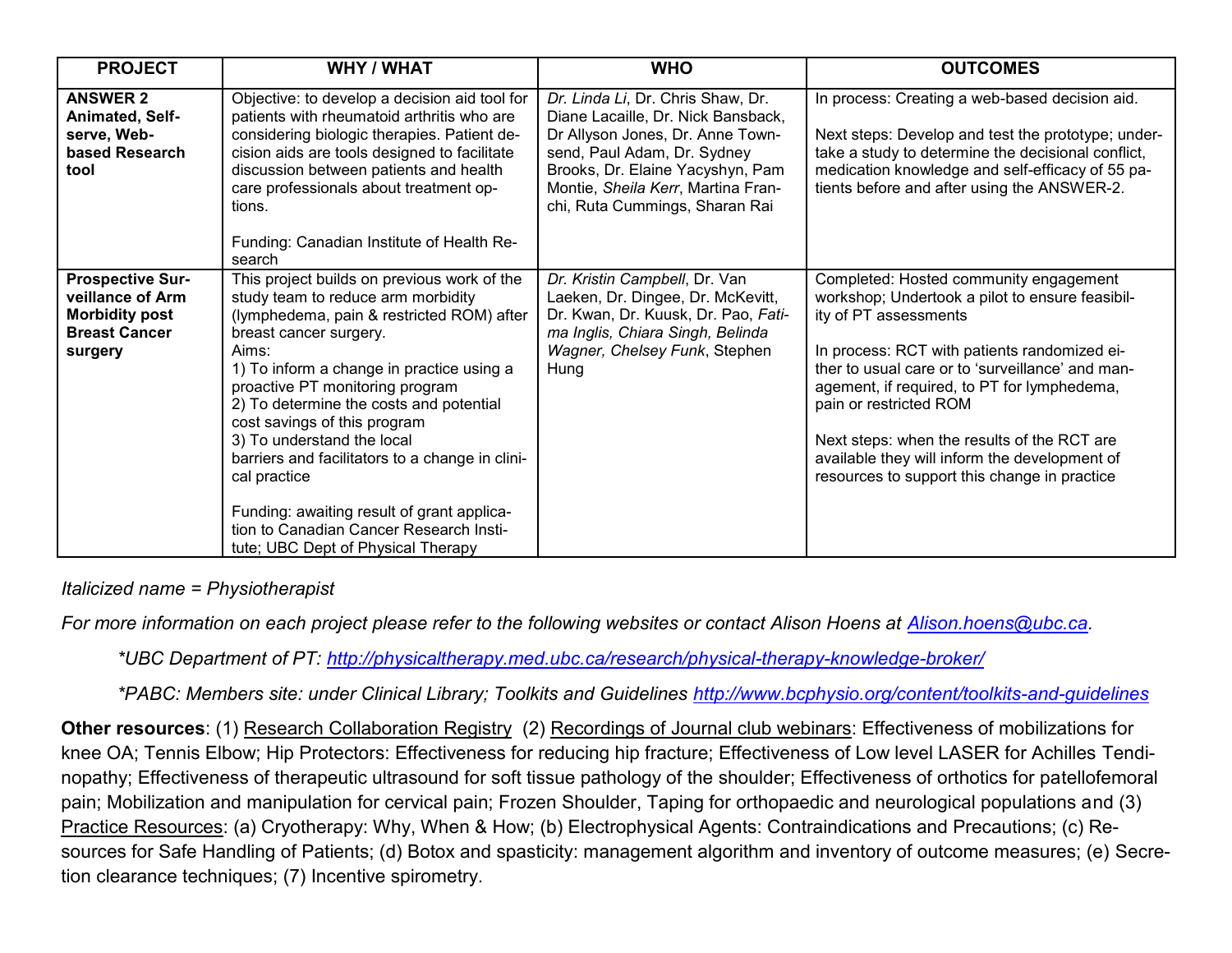| PROJECT | WHY / WHAT | WHO | OUTCOMES |
|---|---|---|---|
| **ANSWER 2 Animated, Self-serve, Web-based Research tool** | Objective: to develop a decision aid tool for patients with rheumatoid arthritis who are considering biologic therapies. Patient decision aids are tools designed to facilitate discussion between patients and health care professionals about treatment options.<br><br>Funding: Canadian Institute of Health Research | *Dr. Linda Li*, Dr. Chris Shaw, Dr. Diane Lacaille, Dr. Nick Bansback, Dr Allyson Jones, Dr. Anne Townsend, Paul Adam, Dr. Sydney Brooks, Dr. Elaine Yacyshyn, Pam Montie, *Sheila Kerr*, Martina Franchi, Ruta Cummings, Sharan Rai | In process: Creating a web-based decision aid.<br><br>Next steps: Develop and test the prototype; undertake a study to determine the decisional conflict, medication knowledge and self-efficacy of 55 patients before and after using the ANSWER-2. |
| **Prospective Surveillance of Arm Morbidity post Breast Cancer surgery** | This project builds on previous work of the study team to reduce arm morbidity (lymphedema, pain & restricted ROM) after breast cancer surgery.<br>Aims:<br>1) To inform a change in practice using a proactive PT monitoring program<br>2) To determine the costs and potential cost savings of this program<br>3) To understand the local barriers and facilitators to a change in clinical practice<br><br>Funding: awaiting result of grant application to Canadian Cancer Research Institute; UBC Dept of Physical Therapy | *Dr. Kristin Campbell*, Dr. Van Laeken, Dr. Dingee, Dr. McKevitt, Dr. Kwan, Dr. Kuusk, Dr. Pao, *Fatima Inglis, Chiara Singh, Belinda Wagner, Chelsey Funk*, Stephen Hung | Completed: Hosted community engagement workshop; Undertook a pilot to ensure feasibility of PT assessments<br><br>In process: RCT with patients randomized either to usual care or to 'surveillance' and management, if required, to PT for lymphedema, pain or restricted ROM<br><br>Next steps: when the results of the RCT are available they will inform the development of resources to support this change in practice |

*Italicized name = Physiotherapist*

*For more information on each project please refer to the following websites or contact Alison Hoens at Alison.hoens@ubc.ca.*

*\*UBC Department of PT: http://physicaltherapy.med.ubc.ca/research/physical-therapy-knowledge-broker/*

*\*PABC: Members site: under Clinical Library; Toolkits and Guidelines http://www.bcphysio.org/content/toolkits-and-guidelines*

**Other resources**: (1) Research Collaboration Registry (2) Recordings of Journal club webinars: Effectiveness of mobilizations for knee OA; Tennis Elbow; Hip Protectors: Effectiveness for reducing hip fracture; Effectiveness of Low level LASER for Achilles Tendinopathy; Effectiveness of therapeutic ultrasound for soft tissue pathology of the shoulder; Effectiveness of orthotics for patellofemoral pain; Mobilization and manipulation for cervical pain; Frozen Shoulder, Taping for orthopaedic and neurological populations and (3) Practice Resources: (a) Cryotherapy: Why, When & How; (b) Electrophysical Agents: Contraindications and Precautions; (c) Resources for Safe Handling of Patients; (d) Botox and spasticity: management algorithm and inventory of outcome measures; (e) Secretion clearance techniques; (7) Incentive spirometry.